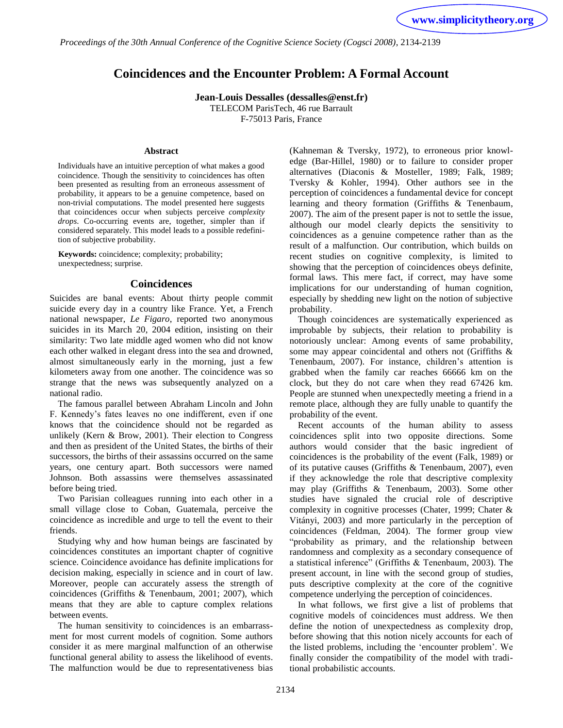*Proceedings of the 30th Annual Conference of the Cognitive Science Society (Cogsci 2008)*, 2134-2139

# Coincidences and the Encounter Problem: A Formal Account

**Jean-Louis Dessalles (dessalles@enst.fr)**
TELECOM ParisTech, 46 rue Barrault
F-75013 Paris, France

#### Abstract

Individuals have an intuitive perception of what makes a good coincidence. Though the sensitivity to coincidences has often been presented as resulting from an erroneous assessment of probability, it appears to be a genuine competence, based on non-trivial computations. The model presented here suggests that coincidences occur when subjects perceive *complexity drops*. Co-occurring events are, together, simpler than if considered separately. This model leads to a possible redefinition of subjective probability.

**Keywords:** coincidence; complexity; probability; unexpectedness; surprise.

## Coincidences

Suicides are banal events: About thirty people commit suicide every day in a country like France. Yet, a French national newspaper, *Le Figaro*, reported two anonymous suicides in its March 20, 2004 edition, insisting on their similarity: Two late middle aged women who did not know each other walked in elegant dress into the sea and drowned, almost simultaneously early in the morning, just a few kilometers away from one another. The coincidence was so strange that the news was subsequently analyzed on a national radio.

The famous parallel between Abraham Lincoln and John F. Kennedy's fates leaves no one indifferent, even if one knows that the coincidence should not be regarded as unlikely (Kern & Brow, 2001). Their election to Congress and then as president of the United States, the births of their successors, the births of their assassins occurred on the same years, one century apart. Both successors were named Johnson. Both assassins were themselves assassinated before being tried.

Two Parisian colleagues running into each other in a small village close to Coban, Guatemala, perceive the coincidence as incredible and urge to tell the event to their friends.

Studying why and how human beings are fascinated by coincidences constitutes an important chapter of cognitive science. Coincidence avoidance has definite implications for decision making, especially in science and in court of law. Moreover, people can accurately assess the strength of coincidences (Griffiths & Tenenbaum, 2001; 2007), which means that they are able to capture complex relations between events.

The human sensitivity to coincidences is an embarrassment for most current models of cognition. Some authors consider it as mere marginal malfunction of an otherwise functional general ability to assess the likelihood of events. The malfunction would be due to representativeness bias (Kahneman & Tversky, 1972), to erroneous prior knowledge (Bar-Hillel, 1980) or to failure to consider proper alternatives (Diaconis & Mosteller, 1989; Falk, 1989; Tversky & Kohler, 1994). Other authors see in the perception of coincidences a fundamental device for concept learning and theory formation (Griffiths & Tenenbaum, 2007). The aim of the present paper is not to settle the issue, although our model clearly depicts the sensitivity to coincidences as a genuine competence rather than as the result of a malfunction. Our contribution, which builds on recent studies on cognitive complexity, is limited to showing that the perception of coincidences obeys definite, formal laws. This mere fact, if correct, may have some implications for our understanding of human cognition, especially by shedding new light on the notion of subjective probability.

Though coincidences are systematically experienced as improbable by subjects, their relation to probability is notoriously unclear: Among events of same probability, some may appear coincidental and others not (Griffiths & Tenenbaum, 2007). For instance, children's attention is grabbed when the family car reaches 66666 km on the clock, but they do not care when they read 67426 km. People are stunned when unexpectedly meeting a friend in a remote place, although they are fully unable to quantify the probability of the event.

Recent accounts of the human ability to assess coincidences split into two opposite directions. Some authors would consider that the basic ingredient of coincidences is the probability of the event (Falk, 1989) or of its putative causes (Griffiths & Tenenbaum, 2007), even if they acknowledge the role that descriptive complexity may play (Griffiths & Tenenbaum, 2003). Some other studies have signaled the crucial role of descriptive complexity in cognitive processes (Chater, 1999; Chater & Vitányi, 2003) and more particularly in the perception of coincidences (Feldman, 2004). The former group view "probability as primary, and the relationship between randomness and complexity as a secondary consequence of a statistical inference" (Griffiths & Tenenbaum, 2003). The present account, in line with the second group of studies, puts descriptive complexity at the core of the cognitive competence underlying the perception of coincidences.

In what follows, we first give a list of problems that cognitive models of coincidences must address. We then define the notion of unexpectedness as complexity drop, before showing that this notion nicely accounts for each of the listed problems, including the 'encounter problem'. We finally consider the compatibility of the model with traditional probabilistic accounts.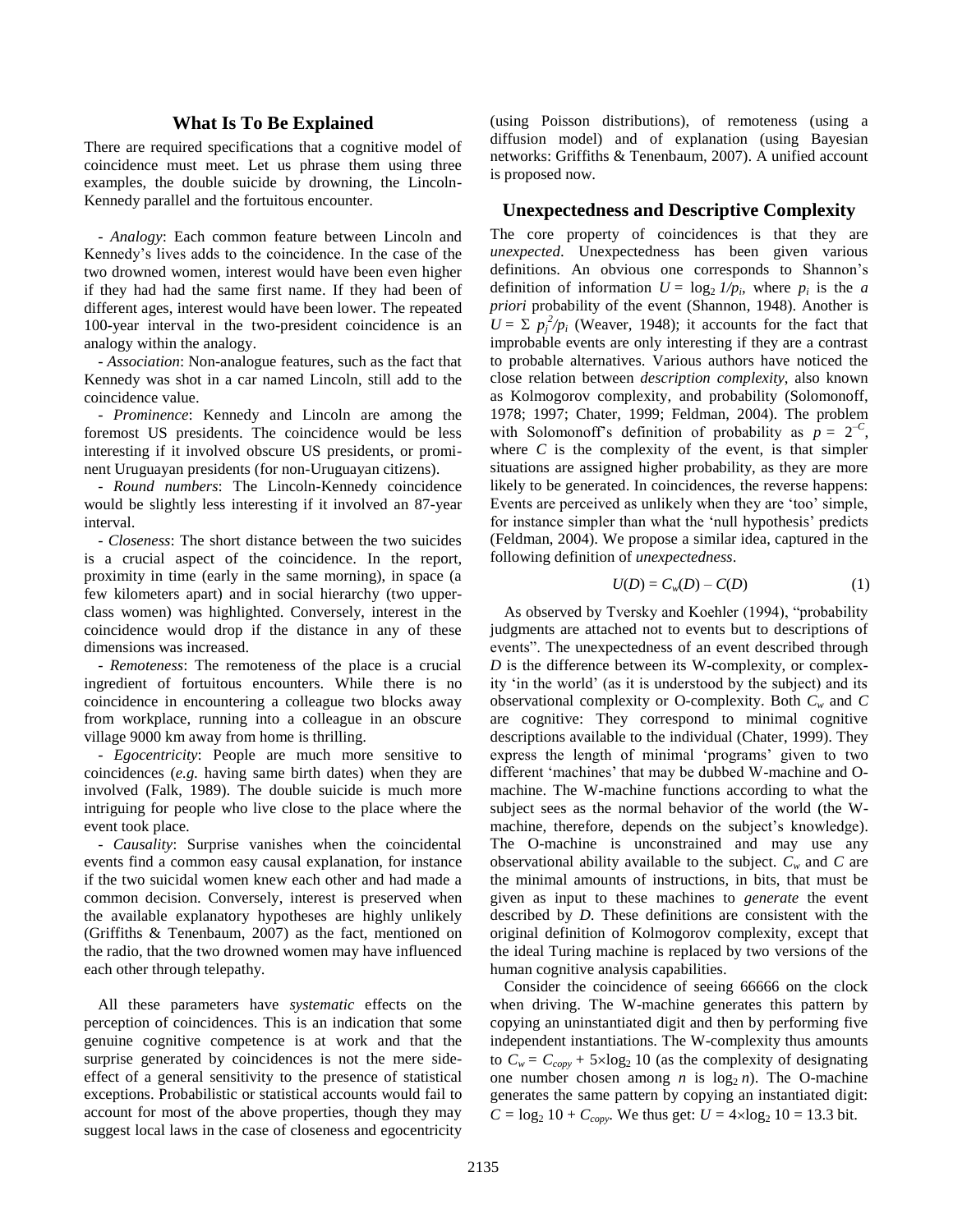## What Is To Be Explained

There are required specifications that a cognitive model of coincidence must meet. Let us phrase them using three examples, the double suicide by drowning, the Lincoln-Kennedy parallel and the fortuitous encounter.

- *Analogy*: Each common feature between Lincoln and Kennedy's lives adds to the coincidence. In the case of the two drowned women, interest would have been even higher if they had had the same first name. If they had been of different ages, interest would have been lower. The repeated 100-year interval in the two-president coincidence is an analogy within the analogy.
- *Association*: Non-analogue features, such as the fact that Kennedy was shot in a car named Lincoln, still add to the coincidence value.
- *Prominence*: Kennedy and Lincoln are among the foremost US presidents. The coincidence would be less interesting if it involved obscure US presidents, or prominent Uruguayan presidents (for non-Uruguayan citizens).
- *Round numbers*: The Lincoln-Kennedy coincidence would be slightly less interesting if it involved an 87-year interval.
- *Closeness*: The short distance between the two suicides is a crucial aspect of the coincidence. In the report, proximity in time (early in the same morning), in space (a few kilometers apart) and in social hierarchy (two upper-class women) was highlighted. Conversely, interest in the coincidence would drop if the distance in any of these dimensions was increased.
- *Remoteness*: The remoteness of the place is a crucial ingredient of fortuitous encounters. While there is no coincidence in encountering a colleague two blocks away from workplace, running into a colleague in an obscure village 9000 km away from home is thrilling.
- *Egocentricity*: People are much more sensitive to coincidences (*e.g.* having same birth dates) when they are involved (Falk, 1989). The double suicide is much more intriguing for people who live close to the place where the event took place.
- *Causality*: Surprise vanishes when the coincidental events find a common easy causal explanation, for instance if the two suicidal women knew each other and had made a common decision. Conversely, interest is preserved when the available explanatory hypotheses are highly unlikely (Griffiths & Tenenbaum, 2007) as the fact, mentioned on the radio, that the two drowned women may have influenced each other through telepathy.

All these parameters have *systematic* effects on the perception of coincidences. This is an indication that some genuine cognitive competence is at work and that the surprise generated by coincidences is not the mere side-effect of a general sensitivity to the presence of statistical exceptions. Probabilistic or statistical accounts would fail to account for most of the above properties, though they may suggest local laws in the case of closeness and egocentricity (using Poisson distributions), of remoteness (using a diffusion model) and of explanation (using Bayesian networks: Griffiths & Tenenbaum, 2007). A unified account is proposed now.

## Unexpectedness and Descriptive Complexity

The core property of coincidences is that they are *unexpected*. Unexpectedness has been given various definitions. An obvious one corresponds to Shannon's definition of information $U = \log_2 1/p_i$, where $p_i$ is the *a priori* probability of the event (Shannon, 1948). Another is $U = \Sigma\ p_j^2/p_i$ (Weaver, 1948); it accounts for the fact that improbable events are only interesting if they are a contrast to probable alternatives. Various authors have noticed the close relation between *description complexity*, also known as Kolmogorov complexity, and probability (Solomonoff, 1978; 1997; Chater, 1999; Feldman, 2004). The problem with Solomonoff's definition of probability as $p = 2^{-C}$, where $C$ is the complexity of the event, is that simpler situations are assigned higher probability, as they are more likely to be generated. In coincidences, the reverse happens: Events are perceived as unlikely when they are 'too' simple, for instance simpler than what the 'null hypothesis' predicts (Feldman, 2004). We propose a similar idea, captured in the following definition of *unexpectedness*.

$$U(D) = C_w(D) - C(D) \tag{1}$$

As observed by Tversky and Koehler (1994), "probability judgments are attached not to events but to descriptions of events". The unexpectedness of an event described through $D$ is the difference between its W-complexity, or complexity 'in the world' (as it is understood by the subject) and its observational complexity or O-complexity. Both $C_w$ and $C$ are cognitive: They correspond to minimal cognitive descriptions available to the individual (Chater, 1999). They express the length of minimal 'programs' given to two different 'machines' that may be dubbed W-machine and O-machine. The W-machine functions according to what the subject sees as the normal behavior of the world (the W-machine, therefore, depends on the subject's knowledge). The O-machine is unconstrained and may use any observational ability available to the subject. $C_w$ and $C$ are the minimal amounts of instructions, in bits, that must be given as input to these machines to *generate* the event described by $D$. These definitions are consistent with the original definition of Kolmogorov complexity, except that the ideal Turing machine is replaced by two versions of the human cognitive analysis capabilities.

Consider the coincidence of seeing 66666 on the clock when driving. The W-machine generates this pattern by copying an uninstantiated digit and then by performing five independent instantiations. The W-complexity thus amounts to $C_w = C_{copy} + 5\times\log_2 10$ (as the complexity of designating one number chosen among $n$ is $\log_2 n$). The O-machine generates the same pattern by copying an instantiated digit: $C = \log_2 10 + C_{copy}$. We thus get: $U = 4\times\log_2 10 = 13.3$ bit.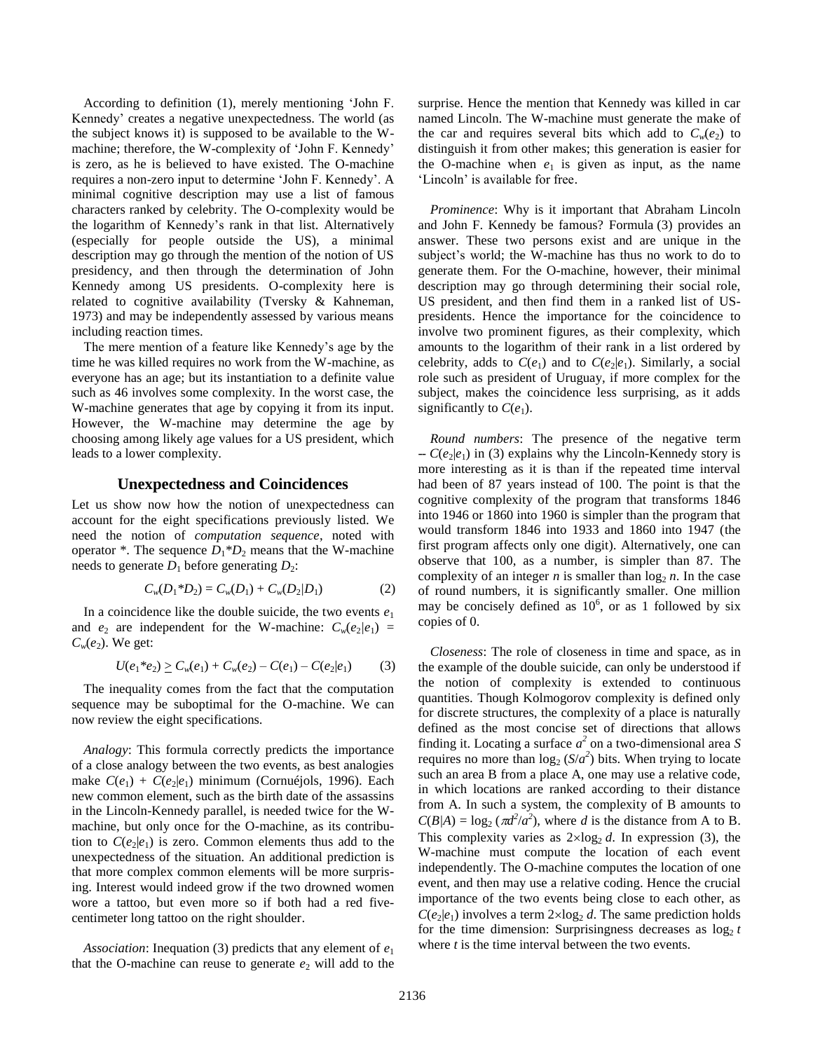According to definition (1), merely mentioning 'John F. Kennedy' creates a negative unexpectedness. The world (as the subject knows it) is supposed to be available to the W-machine; therefore, the W-complexity of 'John F. Kennedy' is zero, as he is believed to have existed. The O-machine requires a non-zero input to determine 'John F. Kennedy'. A minimal cognitive description may use a list of famous characters ranked by celebrity. The O-complexity would be the logarithm of Kennedy's rank in that list. Alternatively (especially for people outside the US), a minimal description may go through the mention of the notion of US presidency, and then through the determination of John Kennedy among US presidents. O-complexity here is related to cognitive availability (Tversky & Kahneman, 1973) and may be independently assessed by various means including reaction times.

The mere mention of a feature like Kennedy's age by the time he was killed requires no work from the W-machine, as everyone has an age; but its instantiation to a definite value such as 46 involves some complexity. In the worst case, the W-machine generates that age by copying it from its input. However, the W-machine may determine the age by choosing among likely age values for a US president, which leads to a lower complexity.

## Unexpectedness and Coincidences

Let us show now how the notion of unexpectedness can account for the eight specifications previously listed. We need the notion of *computation sequence*, noted with operator *. The sequence $D_1{*}D_2$ means that the W-machine needs to generate $D_1$ before generating $D_2$:

$$C_w(D_1{*}D_2) = C_w(D_1) + C_w(D_2|D_1) \qquad (2)$$

In a coincidence like the double suicide, the two events $e_1$ and $e_2$ are independent for the W-machine: $C_w(e_2|e_1) = C_w(e_2)$. We get:

$$U(e_1{*}e_2) \geq C_w(e_1) + C_w(e_2) - C(e_1) - C(e_2|e_1) \qquad (3)$$

The inequality comes from the fact that the computation sequence may be suboptimal for the O-machine. We can now review the eight specifications.

*Analogy*: This formula correctly predicts the importance of a close analogy between the two events, as best analogies make $C(e_1) + C(e_2|e_1)$ minimum (Cornuéjols, 1996). Each new common element, such as the birth date of the assassins in the Lincoln-Kennedy parallel, is needed twice for the W-machine, but only once for the O-machine, as its contribution to $C(e_2|e_1)$ is zero. Common elements thus add to the unexpectedness of the situation. An additional prediction is that more complex common elements will be more surprising. Interest would indeed grow if the two drowned women wore a tattoo, but even more so if both had a red five-centimeter long tattoo on the right shoulder.

*Association*: Inequation (3) predicts that any element of $e_1$ that the O-machine can reuse to generate $e_2$ will add to the surprise. Hence the mention that Kennedy was killed in car named Lincoln. The W-machine must generate the make of the car and requires several bits which add to $C_w(e_2)$ to distinguish it from other makes; this generation is easier for the O-machine when $e_1$ is given as input, as the name 'Lincoln' is available for free.

*Prominence*: Why is it important that Abraham Lincoln and John F. Kennedy be famous? Formula (3) provides an answer. These two persons exist and are unique in the subject's world; the W-machine has thus no work to do to generate them. For the O-machine, however, their minimal description may go through determining their social role, US president, and then find them in a ranked list of US-presidents. Hence the importance for the coincidence to involve two prominent figures, as their complexity, which amounts to the logarithm of their rank in a list ordered by celebrity, adds to $C(e_1)$ and to $C(e_2|e_1)$. Similarly, a social role such as president of Uruguay, if more complex for the subject, makes the coincidence less surprising, as it adds significantly to $C(e_1)$.

*Round numbers*: The presence of the negative term $-C(e_2|e_1)$ in (3) explains why the Lincoln-Kennedy story is more interesting as it is than if the repeated time interval had been of 87 years instead of 100. The point is that the cognitive complexity of the program that transforms 1846 into 1946 or 1860 into 1960 is simpler than the program that would transform 1846 into 1933 and 1860 into 1947 (the first program affects only one digit). Alternatively, one can observe that 100, as a number, is simpler than 87. The complexity of an integer $n$ is smaller than $\log_2 n$. In the case of round numbers, it is significantly smaller. One million may be concisely defined as $10^6$, or as 1 followed by six copies of 0.

*Closeness*: The role of closeness in time and space, as in the example of the double suicide, can only be understood if the notion of complexity is extended to continuous quantities. Though Kolmogorov complexity is defined only for discrete structures, the complexity of a place is naturally defined as the most concise set of directions that allows finding it. Locating a surface $a^2$ on a two-dimensional area $S$ requires no more than $\log_2 (S/a^2)$ bits. When trying to locate such an area B from a place A, one may use a relative code, in which locations are ranked according to their distance from A. In such a system, the complexity of B amounts to $C(B|A) = \log_2 (\pi d^2/a^2)$, where $d$ is the distance from A to B. This complexity varies as $2{\times}\log_2 d$. In expression (3), the W-machine must compute the location of each event independently. The O-machine computes the location of one event, and then may use a relative coding. Hence the crucial importance of the two events being close to each other, as $C(e_2|e_1)$ involves a term $2{\times}\log_2 d$. The same prediction holds for the time dimension: Surprisingness decreases as $\log_2 t$ where $t$ is the time interval between the two events.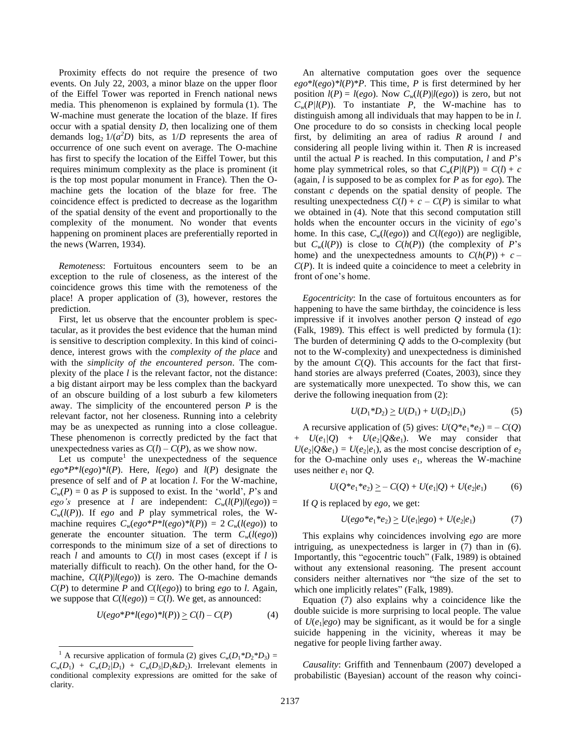Proximity effects do not require the presence of two events. On July 22, 2003, a minor blaze on the upper floor of the Eiffel Tower was reported in French national news media. This phenomenon is explained by formula (1). The W-machine must generate the location of the blaze. If fires occur with a spatial density $D$, then localizing one of them demands $\log_2 1/(a^2D)$ bits, as $1/D$ represents the area of occurrence of one such event on average. The O-machine has first to specify the location of the Eiffel Tower, but this requires minimum complexity as the place is prominent (it is the top most popular monument in France). Then the O-machine gets the location of the blaze for free. The coincidence effect is predicted to decrease as the logarithm of the spatial density of the event and proportionally to the complexity of the monument. No wonder that events happening on prominent places are preferentially reported in the news (Warren, 1934).

*Remoteness*: Fortuitous encounters seem to be an exception to the rule of closeness, as the interest of the coincidence grows this time with the remoteness of the place! A proper application of (3), however, restores the prediction.

First, let us observe that the encounter problem is spectacular, as it provides the best evidence that the human mind is sensitive to description complexity. In this kind of coincidence, interest grows with the *complexity of the place* and with the *simplicity of the encountered person*. The complexity of the place $l$ is the relevant factor, not the distance: a big distant airport may be less complex than the backyard of an obscure building of a lost suburb a few kilometers away. The simplicity of the encountered person $P$ is the relevant factor, not her closeness. Running into a celebrity may be as unexpected as running into a close colleague. These phenomenon is correctly predicted by the fact that unexpectedness varies as $C(l) - C(P)$, as we show now.

Let us compute[1] the unexpectedness of the sequence $ego{*}P{*}l(ego){*}l(P)$. Here, $l(ego)$ and $l(P)$ designate the presence of self and of $P$ at location $l$. For the W-machine, $C_w(P) = 0$ as $P$ is supposed to exist. In the 'world', $P$'s and *ego's* presence at $l$ are independent: $C_w(l(P)|l(ego)) = C_w(l(P))$. If *ego* and $P$ play symmetrical roles, the W-machine requires $C_w(ego{*}P{*}l(ego){*}l(P)) = 2\,C_w(l(ego))$ to generate the encounter situation. The term $C_w(l(ego))$ corresponds to the minimum size of a set of directions to reach $l$ and amounts to $C(l)$ in most cases (except if $l$ is materially difficult to reach). On the other hand, for the O-machine, $C(l(P)|l(ego))$ is zero. The O-machine demands $C(P)$ to determine $P$ and $C(l(ego))$ to bring *ego* to $l$. Again, we suppose that $C(l(ego)) = C(l)$. We get, as announced:

$$U(ego{*}P{*}l(ego){*}l(P)) \geq C(l) - C(P) \qquad (4)$$

[1] A recursive application of formula (2) gives $C_w(D_1{*}D_2{*}D_3) = C_w(D_1) + C_w(D_2|D_1) + C_w(D_3|D_1\&D_2)$. Irrelevant elements in conditional complexity expressions are omitted for the sake of clarity.

An alternative computation goes over the sequence $ego{*}l(ego){*}l(P){*}P$. This time, $P$ is first determined by her position $l(P) = l(ego)$. Now $C_w(l(P)|l(ego))$ is zero, but not $C_w(P|l(P))$. To instantiate $P$, the W-machine has to distinguish among all individuals that may happen to be in $l$. One procedure to do so consists in checking local people first, by delimiting an area of radius $R$ around $l$ and considering all people living within it. Then $R$ is increased until the actual $P$ is reached. In this computation, $l$ and $P$'s home play symmetrical roles, so that $C_w(P|l(P)) = C(l) + c$ (again, $l$ is supposed to be as complex for $P$ as for *ego*). The constant $c$ depends on the spatial density of people. The resulting unexpectedness $C(l) + c - C(P)$ is similar to what we obtained in (4). Note that this second computation still holds when the encounter occurs in the vicinity of *ego*'s home. In this case, $C_w(l(ego))$ and $C(l(ego))$ are negligible, but $C_w(l(P))$ is close to $C(h(P))$ (the complexity of $P$'s home) and the unexpectedness amounts to $C(h(P)) + c - C(P)$. It is indeed quite a coincidence to meet a celebrity in front of one's home.

*Egocentricity*: In the case of fortuitous encounters as for happening to have the same birthday, the coincidence is less impressive if it involves another person $Q$ instead of *ego* (Falk, 1989). This effect is well predicted by formula (1): The burden of determining $Q$ adds to the O-complexity (but not to the W-complexity) and unexpectedness is diminished by the amount $C(Q)$. This accounts for the fact that first-hand stories are always preferred (Coates, 2003), since they are systematically more unexpected. To show this, we can derive the following inequation from (2):

$$U(D_1{*}D_2) \geq U(D_1) + U(D_2|D_1) \qquad (5)$$

A recursive application of (5) gives: $U(Q{*}e_1{*}e_2) = -C(Q) + U(e_1|Q) + U(e_2|Q\&e_1)$. We may consider that $U(e_2|Q\&e_1) = U(e_2|e_1)$, as the most concise description of $e_2$ for the O-machine only uses $e_1$, whereas the W-machine uses neither $e_1$ nor $Q$.

$$U(Q{*}e_1{*}e_2) \geq -C(Q) + U(e_1|Q) + U(e_2|e_1) \qquad (6)$$

If $Q$ is replaced by *ego*, we get:

$$U(ego{*}e_1{*}e_2) \geq U(e_1|ego) + U(e_2|e_1) \qquad (7)$$

This explains why coincidences involving *ego* are more intriguing, as unexpectedness is larger in (7) than in (6). Importantly, this "egocentric touch" (Falk, 1989) is obtained without any extensional reasoning. The present account considers neither alternatives nor "the size of the set to which one implicitly relates" (Falk, 1989).

Equation (7) also explains why a coincidence like the double suicide is more surprising to local people. The value of $U(e_1|ego)$ may be significant, as it would be for a single suicide happening in the vicinity, whereas it may be negative for people living farther away.

*Causality*: Griffith and Tennenbaum (2007) developed a probabilistic (Bayesian) account of the reason why coinci-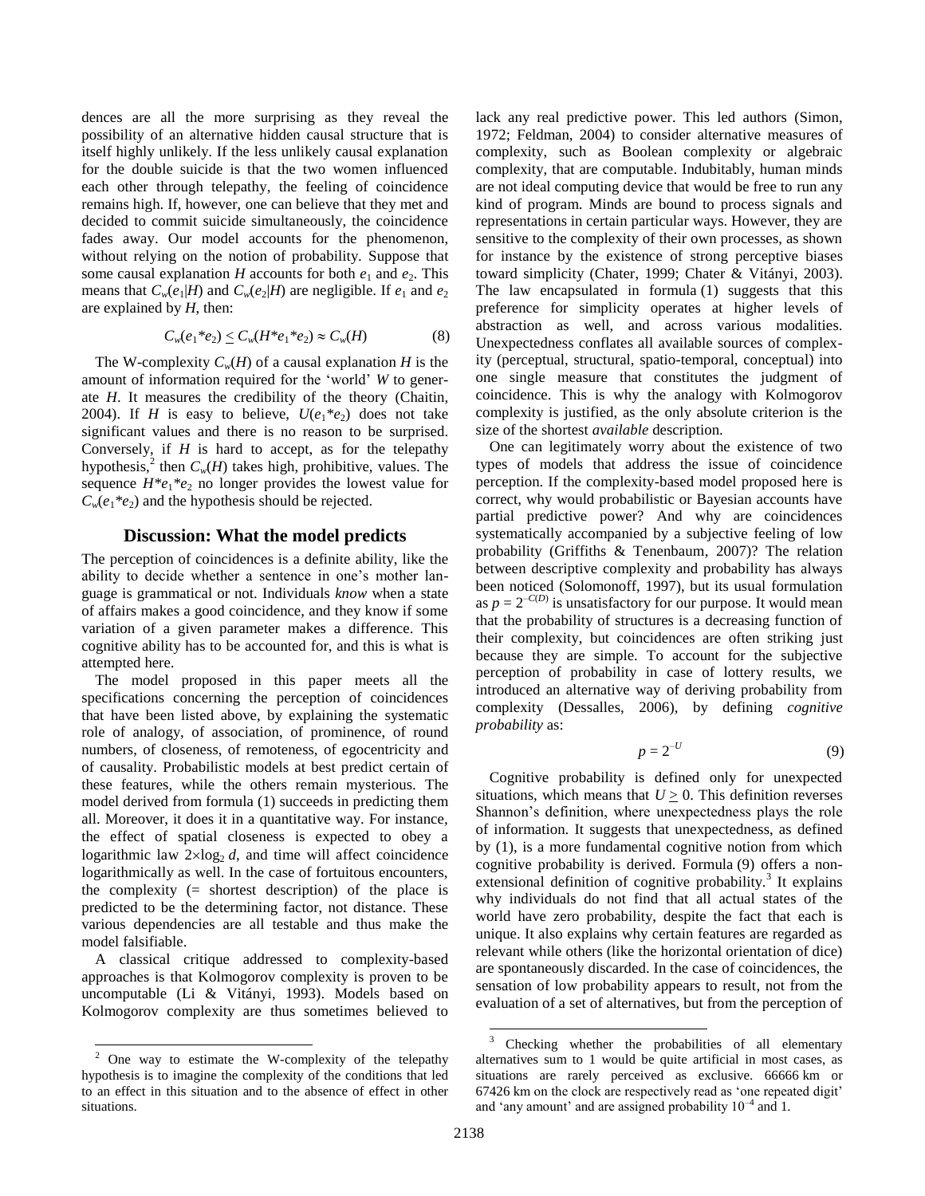dences are all the more surprising as they reveal the possibility of an alternative hidden causal structure that is itself highly unlikely. If the less unlikely causal explanation for the double suicide is that the two women influenced each other through telepathy, the feeling of coincidence remains high. If, however, one can believe that they met and decided to commit suicide simultaneously, the coincidence fades away. Our model accounts for the phenomenon, without relying on the notion of probability. Suppose that some causal explanation $H$ accounts for both $e_1$ and $e_2$. This means that $C_w(e_1|H)$ and $C_w(e_2|H)$ are negligible. If $e_1$ and $e_2$ are explained by $H$, then:

$$C_w(e_1*e_2) \leq C_w(H*e_1*e_2) \approx C_w(H) \qquad (8)$$

The W-complexity $C_w(H)$ of a causal explanation $H$ is the amount of information required for the 'world' $W$ to generate $H$. It measures the credibility of the theory (Chaitin, 2004). If $H$ is easy to believe, $U(e_1*e_2)$ does not take significant values and there is no reason to be surprised. Conversely, if $H$ is hard to accept, as for the telepathy hypothesis,[2] then $C_w(H)$ takes high, prohibitive, values. The sequence $H*e_1*e_2$ no longer provides the lowest value for $C_w(e_1*e_2)$ and the hypothesis should be rejected.

## Discussion: What the model predicts

The perception of coincidences is a definite ability, like the ability to decide whether a sentence in one's mother language is grammatical or not. Individuals *know* when a state of affairs makes a good coincidence, and they know if some variation of a given parameter makes a difference. This cognitive ability has to be accounted for, and this is what is attempted here.

The model proposed in this paper meets all the specifications concerning the perception of coincidences that have been listed above, by explaining the systematic role of analogy, of association, of prominence, of round numbers, of closeness, of remoteness, of egocentricity and of causality. Probabilistic models at best predict certain of these features, while the others remain mysterious. The model derived from formula (1) succeeds in predicting them all. Moreover, it does it in a quantitative way. For instance, the effect of spatial closeness is expected to obey a logarithmic law $2\times\log_2 d$, and time will affect coincidence logarithmically as well. In the case of fortuitous encounters, the complexity (= shortest description) of the place is predicted to be the determining factor, not distance. These various dependencies are all testable and thus make the model falsifiable.

A classical critique addressed to complexity-based approaches is that Kolmogorov complexity is proven to be uncomputable (Li & Vitányi, 1993). Models based on Kolmogorov complexity are thus sometimes believed to lack any real predictive power. This led authors (Simon, 1972; Feldman, 2004) to consider alternative measures of complexity, such as Boolean complexity or algebraic complexity, that are computable. Indubitably, human minds are not ideal computing device that would be free to run any kind of program. Minds are bound to process signals and representations in certain particular ways. However, they are sensitive to the complexity of their own processes, as shown for instance by the existence of strong perceptive biases toward simplicity (Chater, 1999; Chater & Vitányi, 2003). The law encapsulated in formula (1) suggests that this preference for simplicity operates at higher levels of abstraction as well, and across various modalities. Unexpectedness conflates all available sources of complexity (perceptual, structural, spatio-temporal, conceptual) into one single measure that constitutes the judgment of coincidence. This is why the analogy with Kolmogorov complexity is justified, as the only absolute criterion is the size of the shortest *available* description.

One can legitimately worry about the existence of two types of models that address the issue of coincidence perception. If the complexity-based model proposed here is correct, why would probabilistic or Bayesian accounts have partial predictive power? And why are coincidences systematically accompanied by a subjective feeling of low probability (Griffiths & Tenenbaum, 2007)? The relation between descriptive complexity and probability has always been noticed (Solomonoff, 1997), but its usual formulation as $p = 2^{-C(D)}$ is unsatisfactory for our purpose. It would mean that the probability of structures is a decreasing function of their complexity, but coincidences are often striking just because they are simple. To account for the subjective perception of probability in case of lottery results, we introduced an alternative way of deriving probability from complexity (Dessalles, 2006), by defining *cognitive probability* as:

$$p = 2^{-U} \qquad (9)$$

Cognitive probability is defined only for unexpected situations, which means that $U \geq 0$. This definition reverses Shannon's definition, where unexpectedness plays the role of information. It suggests that unexpectedness, as defined by (1), is a more fundamental cognitive notion from which cognitive probability is derived. Formula (9) offers a non-extensional definition of cognitive probability.[3] It explains why individuals do not find that all actual states of the world have zero probability, despite the fact that each is unique. It also explains why certain features are regarded as relevant while others (like the horizontal orientation of dice) are spontaneously discarded. In the case of coincidences, the sensation of low probability appears to result, not from the evaluation of a set of alternatives, but from the perception of

[2] One way to estimate the W-complexity of the telepathy hypothesis is to imagine the complexity of the conditions that led to an effect in this situation and to the absence of effect in other situations.

[3] Checking whether the probabilities of all elementary alternatives sum to 1 would be quite artificial in most cases, as situations are rarely perceived as exclusive. 66666 km or 67426 km on the clock are respectively read as 'one repeated digit' and 'any amount' and are assigned probability $10^{-4}$ and 1.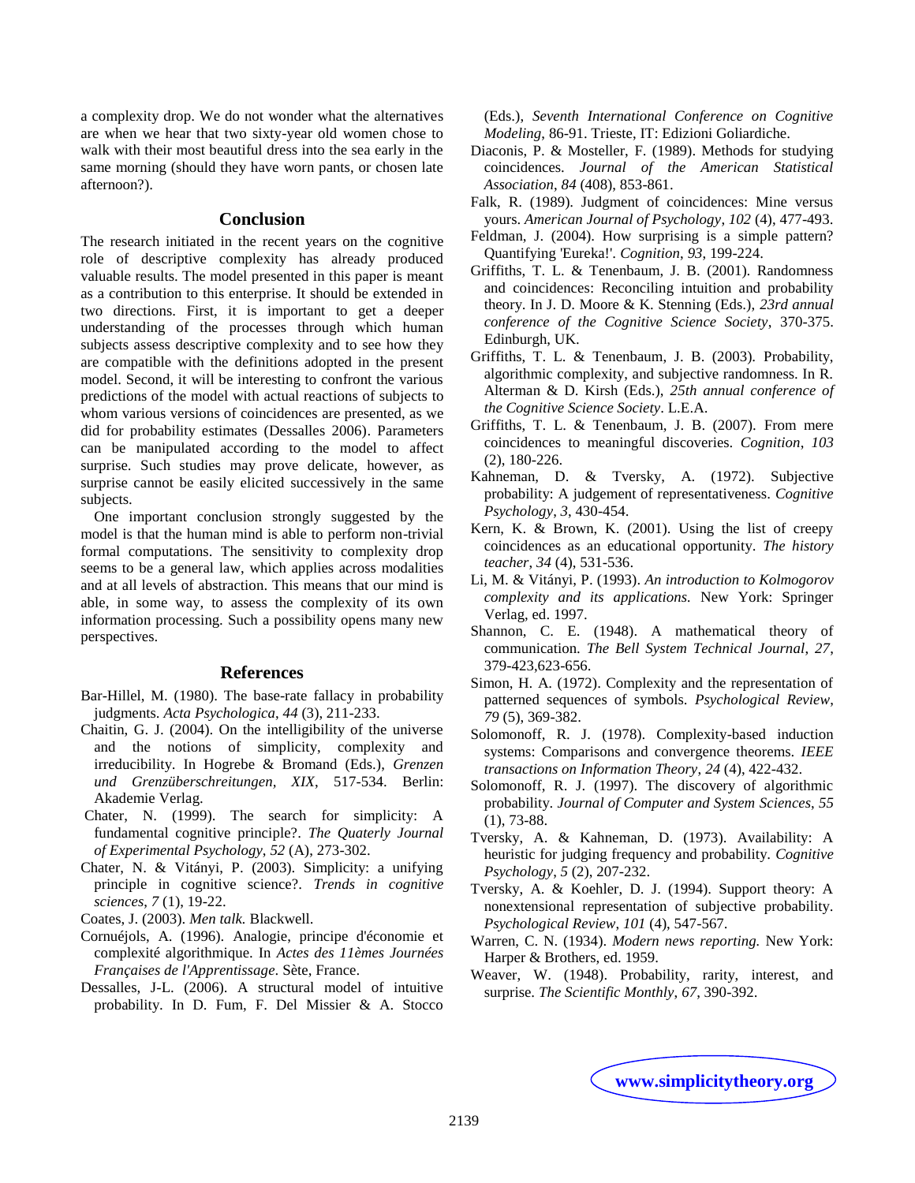a complexity drop. We do not wonder what the alternatives are when we hear that two sixty-year old women chose to walk with their most beautiful dress into the sea early in the same morning (should they have worn pants, or chosen late afternoon?).

## Conclusion

The research initiated in the recent years on the cognitive role of descriptive complexity has already produced valuable results. The model presented in this paper is meant as a contribution to this enterprise. It should be extended in two directions. First, it is important to get a deeper understanding of the processes through which human subjects assess descriptive complexity and to see how they are compatible with the definitions adopted in the present model. Second, it will be interesting to confront the various predictions of the model with actual reactions of subjects to whom various versions of coincidences are presented, as we did for probability estimates (Dessalles 2006). Parameters can be manipulated according to the model to affect surprise. Such studies may prove delicate, however, as surprise cannot be easily elicited successively in the same subjects.

One important conclusion strongly suggested by the model is that the human mind is able to perform non-trivial formal computations. The sensitivity to complexity drop seems to be a general law, which applies across modalities and at all levels of abstraction. This means that our mind is able, in some way, to assess the complexity of its own information processing. Such a possibility opens many new perspectives.

## References

Bar-Hillel, M. (1980). The base-rate fallacy in probability judgments. *Acta Psychologica*, *44* (3), 211-233.

Chaitin, G. J. (2004). On the intelligibility of the universe and the notions of simplicity, complexity and irreducibility. In Hogrebe & Bromand (Eds.), *Grenzen und Grenzüberschreitungen, XIX*, 517-534. Berlin: Akademie Verlag.

Chater, N. (1999). The search for simplicity: A fundamental cognitive principle?. *The Quaterly Journal of Experimental Psychology*, *52* (A), 273-302.

Chater, N. & Vitányi, P. (2003). Simplicity: a unifying principle in cognitive science?. *Trends in cognitive sciences*, *7* (1), 19-22.

Coates, J. (2003). *Men talk.* Blackwell.

Cornuéjols, A. (1996). Analogie, principe d'économie et complexité algorithmique. In *Actes des 11èmes Journées Françaises de l'Apprentissage*. Sète, France.

Dessalles, J-L. (2006). A structural model of intuitive probability. In D. Fum, F. Del Missier & A. Stocco (Eds.), *Seventh International Conference on Cognitive Modeling*, 86-91. Trieste, IT: Edizioni Goliardiche.

Diaconis, P. & Mosteller, F. (1989). Methods for studying coincidences. *Journal of the American Statistical Association*, *84* (408), 853-861.

Falk, R. (1989). Judgment of coincidences: Mine versus yours. *American Journal of Psychology*, *102* (4), 477-493.

Feldman, J. (2004). How surprising is a simple pattern? Quantifying 'Eureka!'. *Cognition*, *93*, 199-224.

Griffiths, T. L. & Tenenbaum, J. B. (2001). Randomness and coincidences: Reconciling intuition and probability theory. In J. D. Moore & K. Stenning (Eds.), *23rd annual conference of the Cognitive Science Society*, 370-375. Edinburgh, UK.

Griffiths, T. L. & Tenenbaum, J. B. (2003). Probability, algorithmic complexity, and subjective randomness. In R. Alterman & D. Kirsh (Eds.), *25th annual conference of the Cognitive Science Society*. L.E.A.

Griffiths, T. L. & Tenenbaum, J. B. (2007). From mere coincidences to meaningful discoveries. *Cognition*, *103* (2), 180-226.

Kahneman, D. & Tversky, A. (1972). Subjective probability: A judgement of representativeness. *Cognitive Psychology*, *3*, 430-454.

Kern, K. & Brown, K. (2001). Using the list of creepy coincidences as an educational opportunity. *The history teacher*, *34* (4), 531-536.

Li, M. & Vitányi, P. (1993). *An introduction to Kolmogorov complexity and its applications.* New York: Springer Verlag, ed. 1997.

Shannon, C. E. (1948). A mathematical theory of communication. *The Bell System Technical Journal*, *27*, 379-423,623-656.

Simon, H. A. (1972). Complexity and the representation of patterned sequences of symbols. *Psychological Review*, *79* (5), 369-382.

Solomonoff, R. J. (1978). Complexity-based induction systems: Comparisons and convergence theorems. *IEEE transactions on Information Theory*, *24* (4), 422-432.

Solomonoff, R. J. (1997). The discovery of algorithmic probability. *Journal of Computer and System Sciences*, *55* (1), 73-88.

Tversky, A. & Kahneman, D. (1973). Availability: A heuristic for judging frequency and probability. *Cognitive Psychology*, *5* (2), 207-232.

Tversky, A. & Koehler, D. J. (1994). Support theory: A nonextensional representation of subjective probability. *Psychological Review*, *101* (4), 547-567.

Warren, C. N. (1934). *Modern news reporting.* New York: Harper & Brothers, ed. 1959.

Weaver, W. (1948). Probability, rarity, interest, and surprise. *The Scientific Monthly*, *67*, 390-392.

**www.simplicitytheory.org**